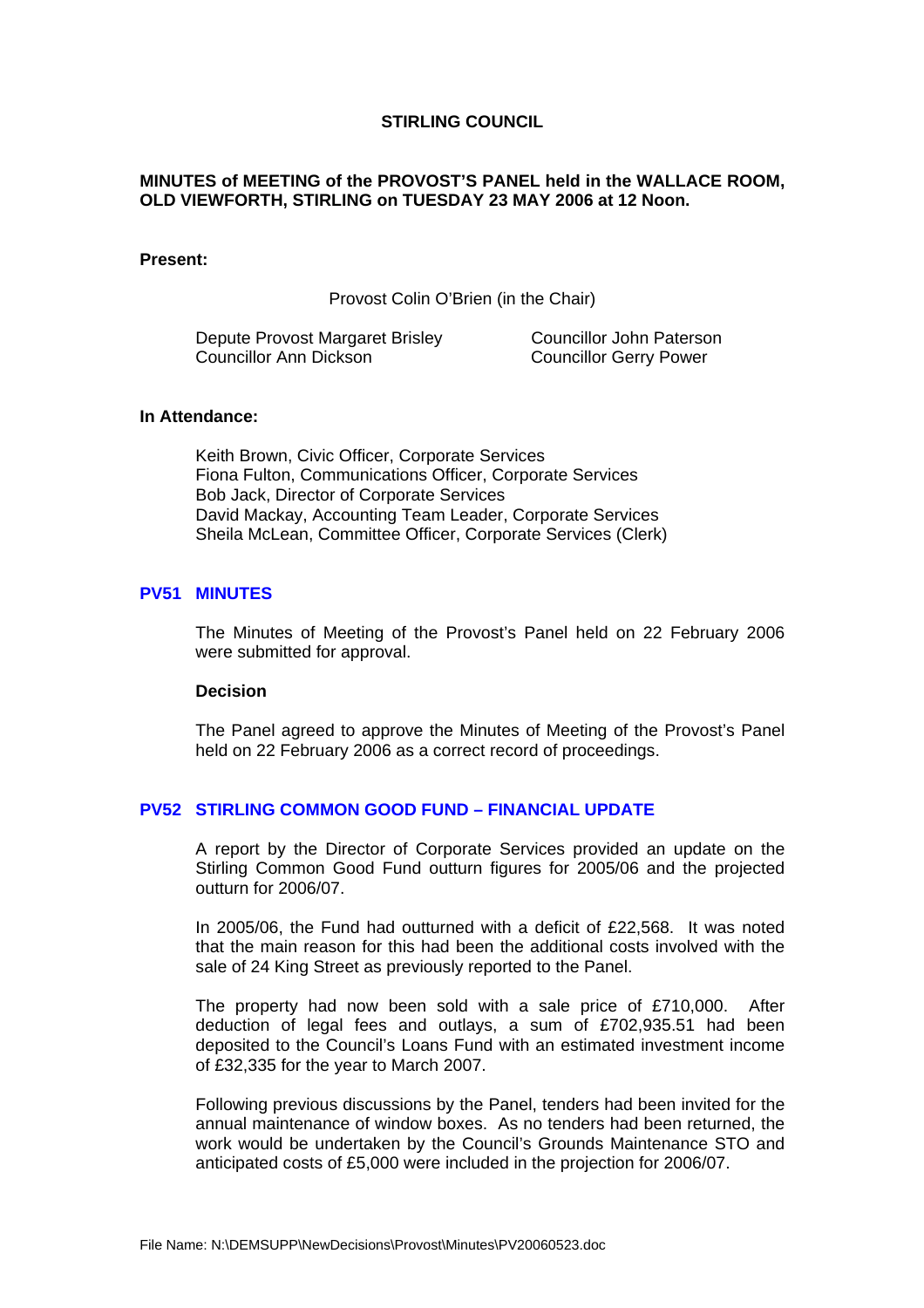# STIRLING COUNCIL

**MINUTES of MEETING of the PROVOST'S PANEL held in the WALLACE ROOM, OLD VIEWFORTH, STIRLING on TUESDAY 23 MAY 2006 at 12 Noon.**

**Present:**

Provost Colin O'Brien (in the Chair)

Depute Provost Margaret Brisley
Councillor Ann Dickson
Councillor John Paterson
Councillor Gerry Power

**In Attendance:**

Keith Brown, Civic Officer, Corporate Services
Fiona Fulton, Communications Officer, Corporate Services
Bob Jack, Director of Corporate Services
David Mackay, Accounting Team Leader, Corporate Services
Sheila McLean, Committee Officer, Corporate Services (Clerk)

## PV51 MINUTES

The Minutes of Meeting of the Provost's Panel held on 22 February 2006 were submitted for approval.

**Decision**

The Panel agreed to approve the Minutes of Meeting of the Provost's Panel held on 22 February 2006 as a correct record of proceedings.

## PV52 STIRLING COMMON GOOD FUND – FINANCIAL UPDATE

A report by the Director of Corporate Services provided an update on the Stirling Common Good Fund outturn figures for 2005/06 and the projected outturn for 2006/07.

In 2005/06, the Fund had outturned with a deficit of £22,568. It was noted that the main reason for this had been the additional costs involved with the sale of 24 King Street as previously reported to the Panel.

The property had now been sold with a sale price of £710,000. After deduction of legal fees and outlays, a sum of £702,935.51 had been deposited to the Council's Loans Fund with an estimated investment income of £32,335 for the year to March 2007.

Following previous discussions by the Panel, tenders had been invited for the annual maintenance of window boxes. As no tenders had been returned, the work would be undertaken by the Council's Grounds Maintenance STO and anticipated costs of £5,000 were included in the projection for 2006/07.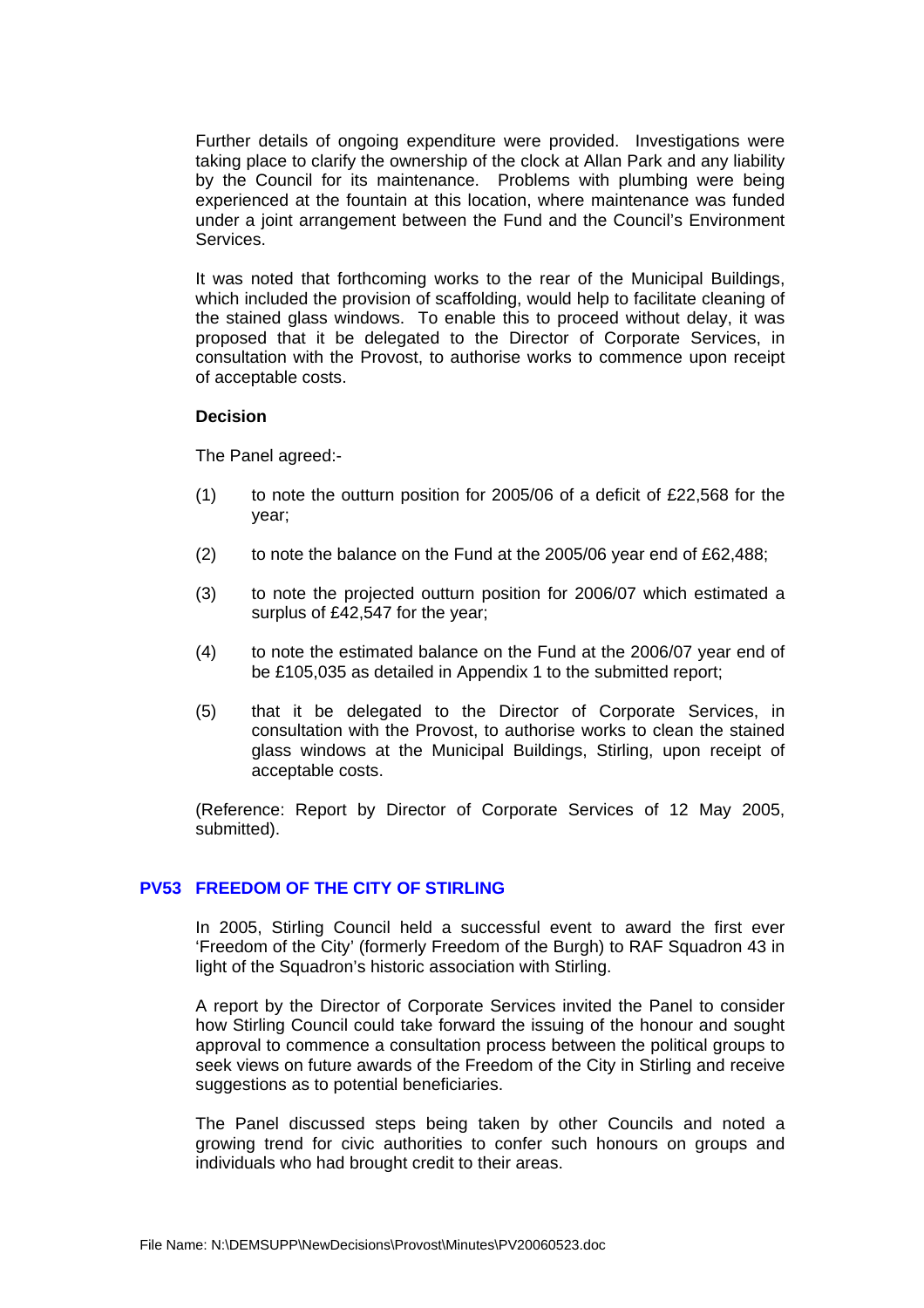Further details of ongoing expenditure were provided. Investigations were taking place to clarify the ownership of the clock at Allan Park and any liability by the Council for its maintenance. Problems with plumbing were being experienced at the fountain at this location, where maintenance was funded under a joint arrangement between the Fund and the Council's Environment Services.

It was noted that forthcoming works to the rear of the Municipal Buildings, which included the provision of scaffolding, would help to facilitate cleaning of the stained glass windows. To enable this to proceed without delay, it was proposed that it be delegated to the Director of Corporate Services, in consultation with the Provost, to authorise works to commence upon receipt of acceptable costs.

**Decision**

The Panel agreed:-

(1) to note the outturn position for 2005/06 of a deficit of £22,568 for the year;

(2) to note the balance on the Fund at the 2005/06 year end of £62,488;

(3) to note the projected outturn position for 2006/07 which estimated a surplus of £42,547 for the year;

(4) to note the estimated balance on the Fund at the 2006/07 year end of be £105,035 as detailed in Appendix 1 to the submitted report;

(5) that it be delegated to the Director of Corporate Services, in consultation with the Provost, to authorise works to clean the stained glass windows at the Municipal Buildings, Stirling, upon receipt of acceptable costs.

(Reference: Report by Director of Corporate Services of 12 May 2005, submitted).

## PV53 FREEDOM OF THE CITY OF STIRLING

In 2005, Stirling Council held a successful event to award the first ever 'Freedom of the City' (formerly Freedom of the Burgh) to RAF Squadron 43 in light of the Squadron's historic association with Stirling.

A report by the Director of Corporate Services invited the Panel to consider how Stirling Council could take forward the issuing of the honour and sought approval to commence a consultation process between the political groups to seek views on future awards of the Freedom of the City in Stirling and receive suggestions as to potential beneficiaries.

The Panel discussed steps being taken by other Councils and noted a growing trend for civic authorities to confer such honours on groups and individuals who had brought credit to their areas.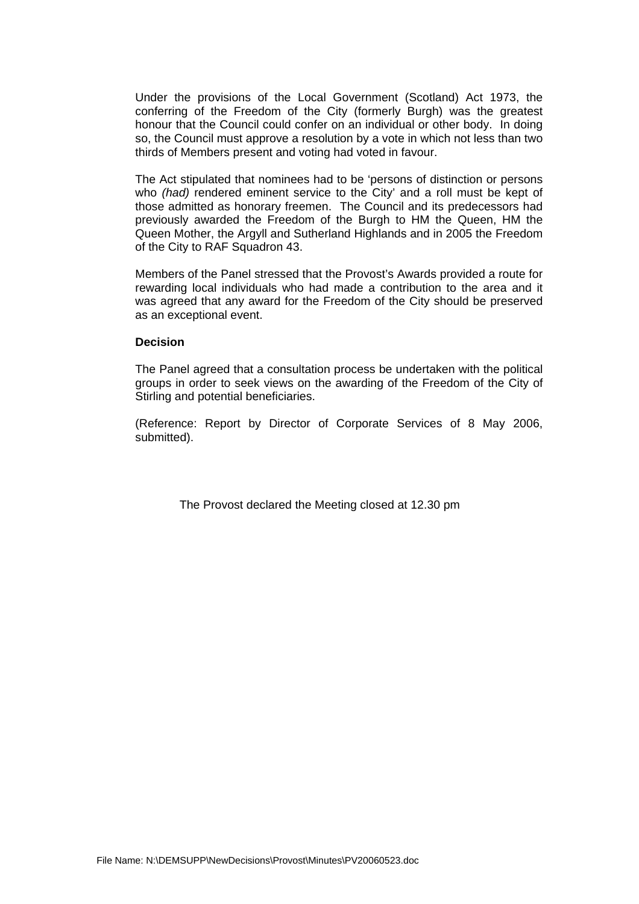Under the provisions of the Local Government (Scotland) Act 1973, the conferring of the Freedom of the City (formerly Burgh) was the greatest honour that the Council could confer on an individual or other body. In doing so, the Council must approve a resolution by a vote in which not less than two thirds of Members present and voting had voted in favour.

The Act stipulated that nominees had to be 'persons of distinction or persons who *(had)* rendered eminent service to the City' and a roll must be kept of those admitted as honorary freemen. The Council and its predecessors had previously awarded the Freedom of the Burgh to HM the Queen, HM the Queen Mother, the Argyll and Sutherland Highlands and in 2005 the Freedom of the City to RAF Squadron 43.

Members of the Panel stressed that the Provost's Awards provided a route for rewarding local individuals who had made a contribution to the area and it was agreed that any award for the Freedom of the City should be preserved as an exceptional event.

**Decision**

The Panel agreed that a consultation process be undertaken with the political groups in order to seek views on the awarding of the Freedom of the City of Stirling and potential beneficiaries.

(Reference: Report by Director of Corporate Services of 8 May 2006, submitted).

The Provost declared the Meeting closed at 12.30 pm

File Name: N:\DEMSUPP\NewDecisions\Provost\Minutes\PV20060523.doc